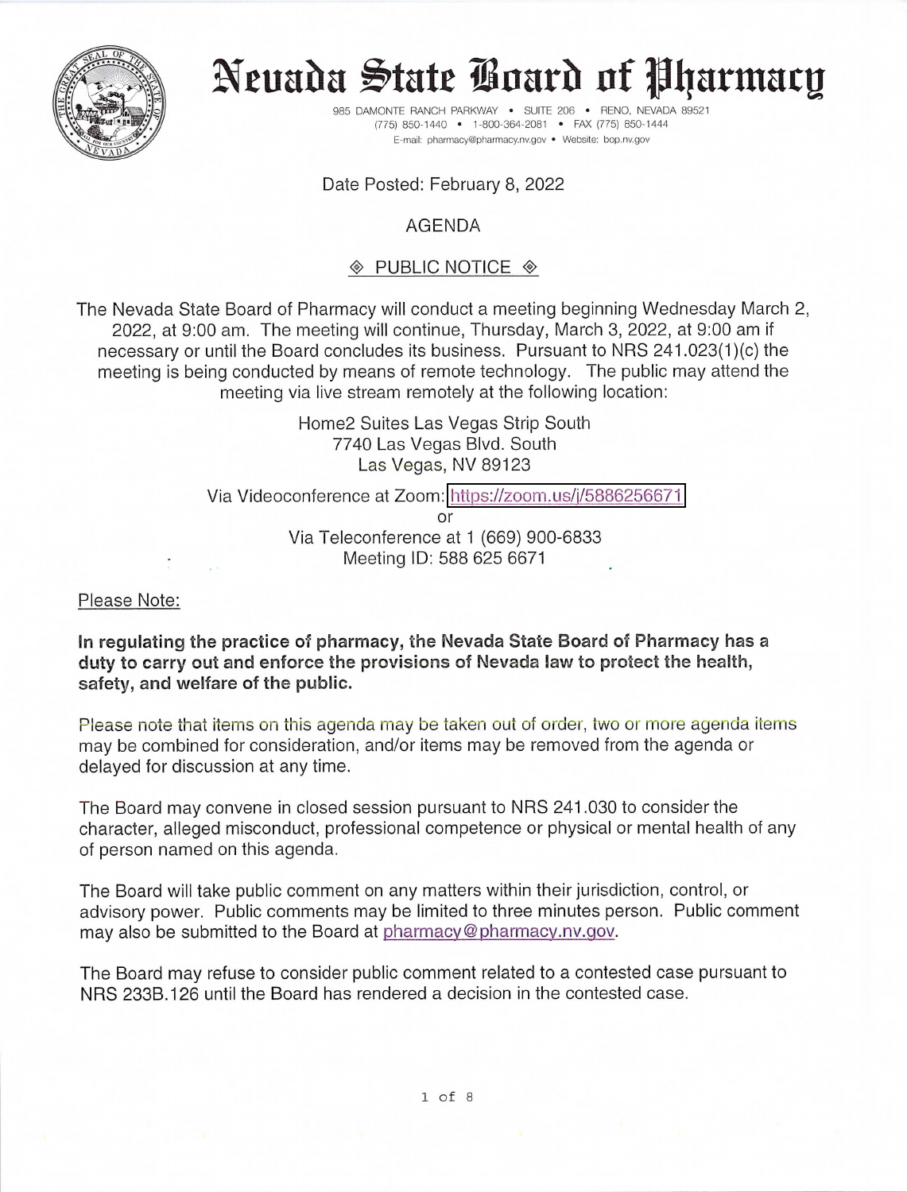# Nevada State Board of Pharmacy

985 DAMONTE RANCH PARKWAY • SUITE 206 • RENO, NEVADA 89521
(775) 850-1440 • 1-800-364-2081 • FAX (775) 850-1444
E-mail: pharmacy@pharmacy.nv.gov • Website: bop.nv.gov

Date Posted: February 8, 2022

AGENDA

◈ PUBLIC NOTICE ◈

The Nevada State Board of Pharmacy will conduct a meeting beginning Wednesday March 2, 2022, at 9:00 am. The meeting will continue, Thursday, March 3, 2022, at 9:00 am if necessary or until the Board concludes its business. Pursuant to NRS 241.023(1)(c) the meeting is being conducted by means of remote technology. The public may attend the meeting via live stream remotely at the following location:

Home2 Suites Las Vegas Strip South
7740 Las Vegas Blvd. South
Las Vegas, NV 89123

Via Videoconference at Zoom: https://zoom.us/j/5886256671
or
Via Teleconference at 1 (669) 900-6833
Meeting ID: 588 625 6671

Please Note:

**In regulating the practice of pharmacy, the Nevada State Board of Pharmacy has a duty to carry out and enforce the provisions of Nevada law to protect the health, safety, and welfare of the public.**

Please note that items on this agenda may be taken out of order, two or more agenda items may be combined for consideration, and/or items may be removed from the agenda or delayed for discussion at any time.

The Board may convene in closed session pursuant to NRS 241.030 to consider the character, alleged misconduct, professional competence or physical or mental health of any of person named on this agenda.

The Board will take public comment on any matters within their jurisdiction, control, or advisory power. Public comments may be limited to three minutes person. Public comment may also be submitted to the Board at pharmacy@pharmacy.nv.gov.

The Board may refuse to consider public comment related to a contested case pursuant to NRS 233B.126 until the Board has rendered a decision in the contested case.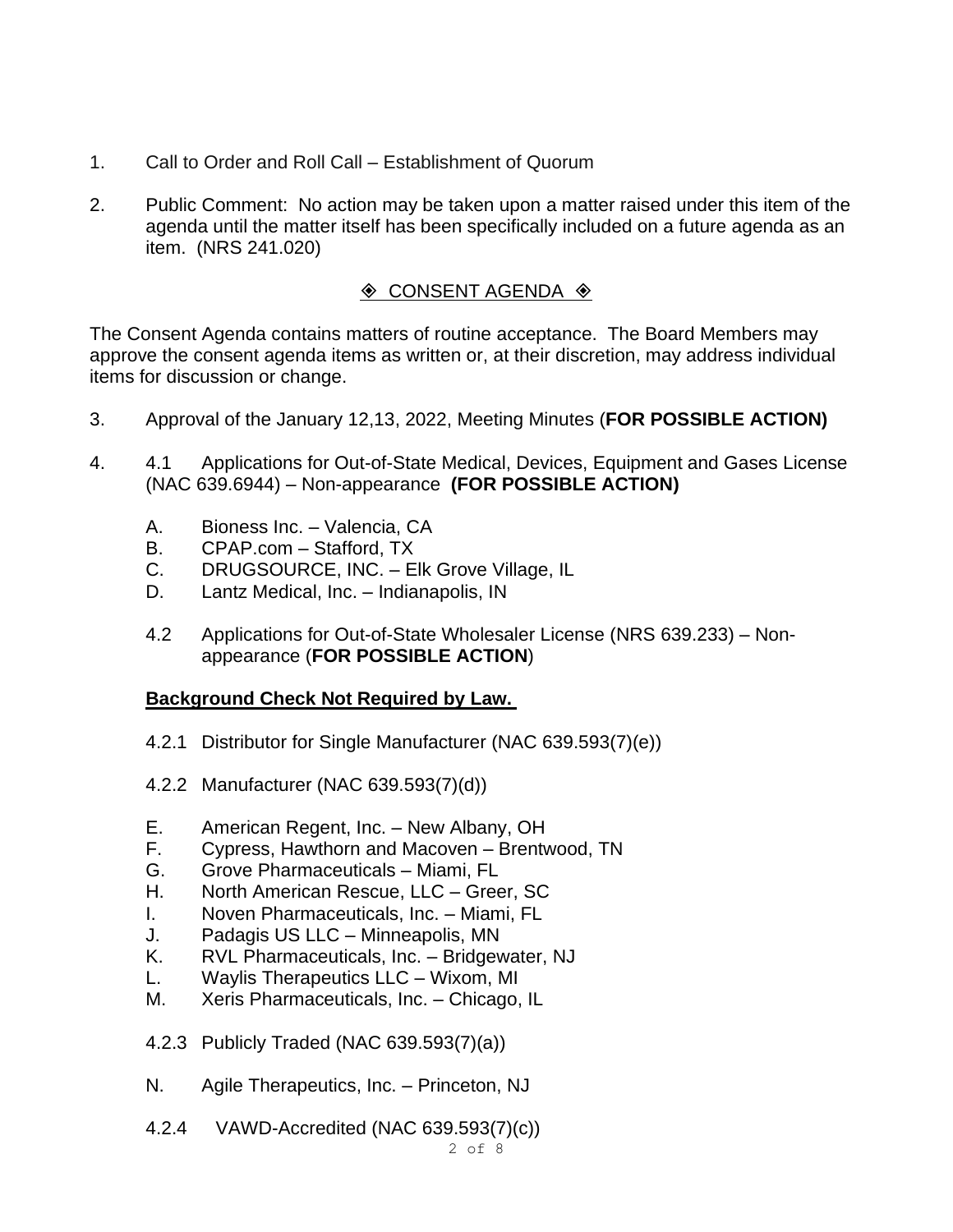1. Call to Order and Roll Call – Establishment of Quorum

2. Public Comment: No action may be taken upon a matter raised under this item of the agenda until the matter itself has been specifically included on a future agenda as an item. (NRS 241.020)

## ◈ CONSENT AGENDA ◈

The Consent Agenda contains matters of routine acceptance. The Board Members may approve the consent agenda items as written or, at their discretion, may address individual items for discussion or change.

3. Approval of the January 12,13, 2022, Meeting Minutes (**FOR POSSIBLE ACTION)**

4. 4.1 Applications for Out-of-State Medical, Devices, Equipment and Gases License (NAC 639.6944) – Non-appearance **(FOR POSSIBLE ACTION)**

   A. Bioness Inc. – Valencia, CA
   B. CPAP.com – Stafford, TX
   C. DRUGSOURCE, INC. – Elk Grove Village, IL
   D. Lantz Medical, Inc. – Indianapolis, IN

   4.2 Applications for Out-of-State Wholesaler License (NRS 639.233) – Non-appearance (**FOR POSSIBLE ACTION**)

   **Background Check Not Required by Law.**

   4.2.1 Distributor for Single Manufacturer (NAC 639.593(7)(e))

   4.2.2 Manufacturer (NAC 639.593(7)(d))

   E. American Regent, Inc. – New Albany, OH
   F. Cypress, Hawthorn and Macoven – Brentwood, TN
   G. Grove Pharmaceuticals – Miami, FL
   H. North American Rescue, LLC – Greer, SC
   I. Noven Pharmaceuticals, Inc. – Miami, FL
   J. Padagis US LLC – Minneapolis, MN
   K. RVL Pharmaceuticals, Inc. – Bridgewater, NJ
   L. Waylis Therapeutics LLC – Wixom, MI
   M. Xeris Pharmaceuticals, Inc. – Chicago, IL

   4.2.3 Publicly Traded (NAC 639.593(7)(a))

   N. Agile Therapeutics, Inc. – Princeton, NJ

   4.2.4 VAWD-Accredited (NAC 639.593(7)(c))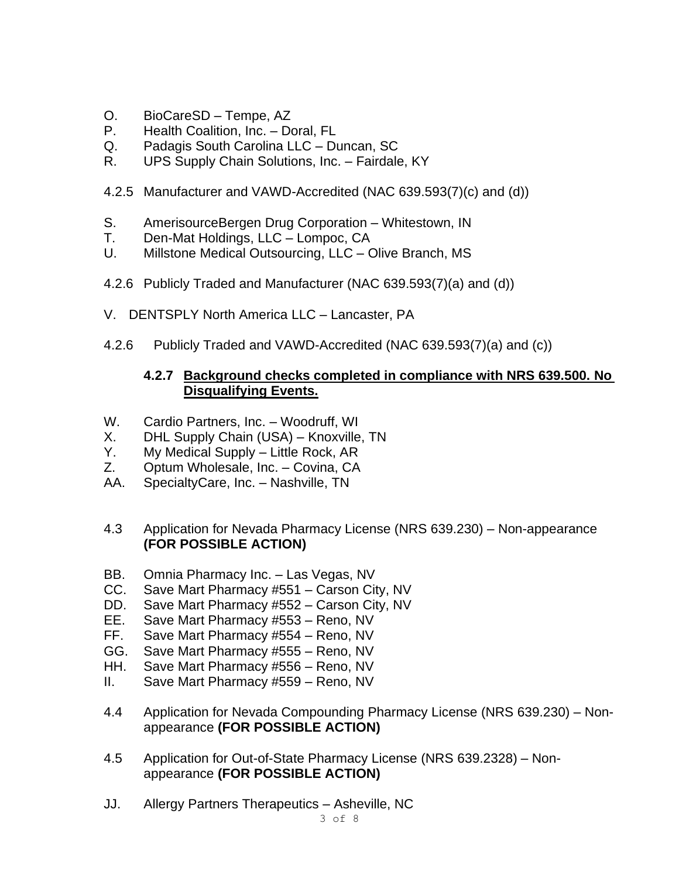O. BioCareSD – Tempe, AZ
P. Health Coalition, Inc. – Doral, FL
Q. Padagis South Carolina LLC – Duncan, SC
R. UPS Supply Chain Solutions, Inc. – Fairdale, KY

4.2.5 Manufacturer and VAWD-Accredited (NAC 639.593(7)(c) and (d))

S. AmerisourceBergen Drug Corporation – Whitestown, IN
T. Den-Mat Holdings, LLC – Lompoc, CA
U. Millstone Medical Outsourcing, LLC – Olive Branch, MS

4.2.6 Publicly Traded and Manufacturer (NAC 639.593(7)(a) and (d))

V. DENTSPLY North America LLC – Lancaster, PA

4.2.6 Publicly Traded and VAWD-Accredited (NAC 639.593(7)(a) and (c))

**4.2.7 <u>Background checks completed in compliance with NRS 639.500. No Disqualifying Events.</u>**

W. Cardio Partners, Inc. – Woodruff, WI
X. DHL Supply Chain (USA) – Knoxville, TN
Y. My Medical Supply – Little Rock, AR
Z. Optum Wholesale, Inc. – Covina, CA
AA. SpecialtyCare, Inc. – Nashville, TN

4.3 Application for Nevada Pharmacy License (NRS 639.230) – Non-appearance **(FOR POSSIBLE ACTION)**

BB. Omnia Pharmacy Inc. – Las Vegas, NV
CC. Save Mart Pharmacy #551 – Carson City, NV
DD. Save Mart Pharmacy #552 – Carson City, NV
EE. Save Mart Pharmacy #553 – Reno, NV
FF. Save Mart Pharmacy #554 – Reno, NV
GG. Save Mart Pharmacy #555 – Reno, NV
HH. Save Mart Pharmacy #556 – Reno, NV
II. Save Mart Pharmacy #559 – Reno, NV

4.4 Application for Nevada Compounding Pharmacy License (NRS 639.230) – Non-appearance **(FOR POSSIBLE ACTION)**

4.5 Application for Out-of-State Pharmacy License (NRS 639.2328) – Non-appearance **(FOR POSSIBLE ACTION)**

JJ. Allergy Partners Therapeutics – Asheville, NC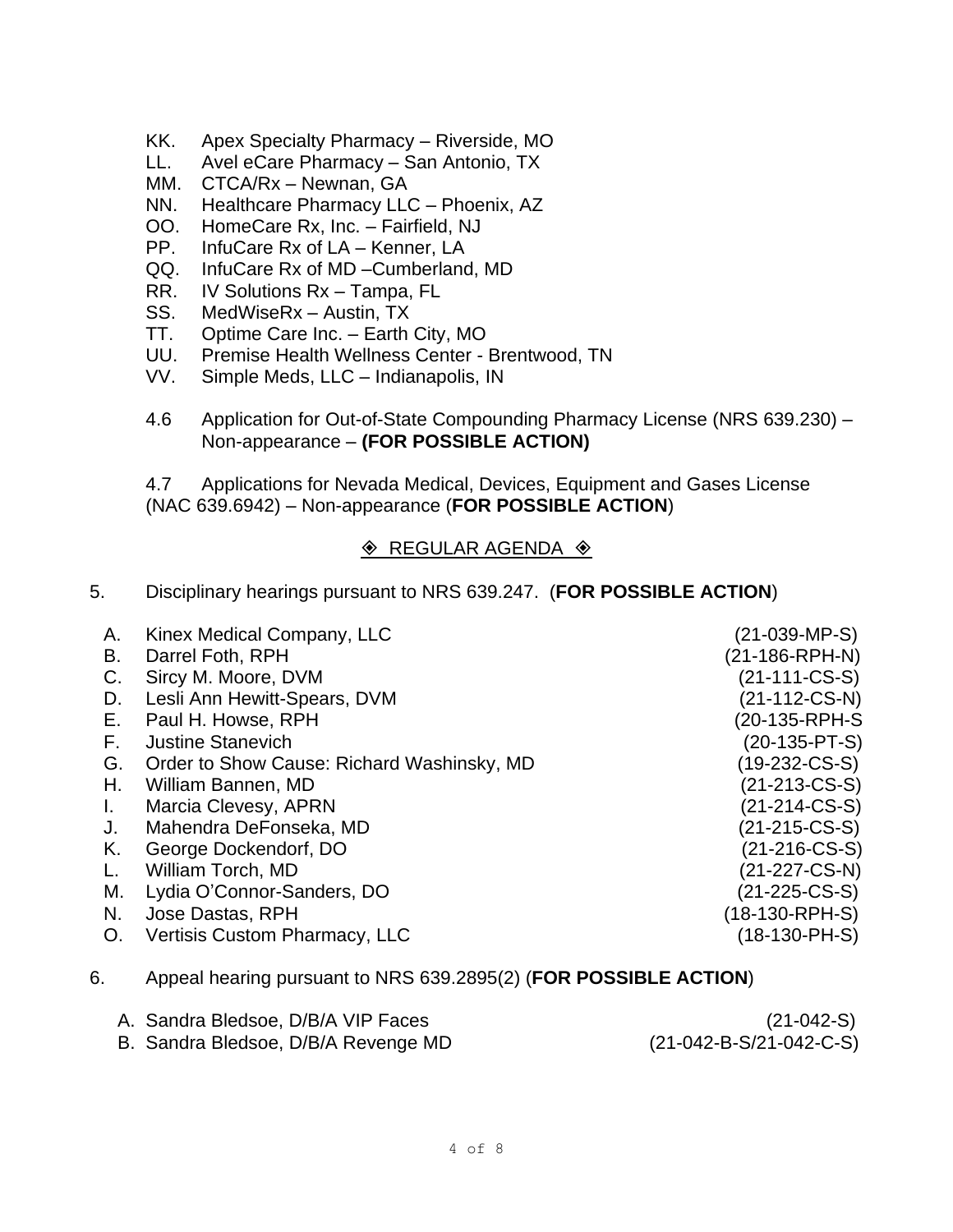KK. Apex Specialty Pharmacy – Riverside, MO
LL. Avel eCare Pharmacy – San Antonio, TX
MM. CTCA/Rx – Newnan, GA
NN. Healthcare Pharmacy LLC – Phoenix, AZ
OO. HomeCare Rx, Inc. – Fairfield, NJ
PP. InfuCare Rx of LA – Kenner, LA
QQ. InfuCare Rx of MD –Cumberland, MD
RR. IV Solutions Rx – Tampa, FL
SS. MedWiseRx – Austin, TX
TT. Optime Care Inc. – Earth City, MO
UU. Premise Health Wellness Center - Brentwood, TN
VV. Simple Meds, LLC – Indianapolis, IN

4.6 Application for Out-of-State Compounding Pharmacy License (NRS 639.230) – Non-appearance – **(FOR POSSIBLE ACTION)**

4.7 Applications for Nevada Medical, Devices, Equipment and Gases License (NAC 639.6942) – Non-appearance (**FOR POSSIBLE ACTION**)

## ◈ REGULAR AGENDA ◈

5. Disciplinary hearings pursuant to NRS 639.247. (**FOR POSSIBLE ACTION**)

| | | |
|---|---|---|
| A. | Kinex Medical Company, LLC | (21-039-MP-S) |
| B. | Darrel Foth, RPH | (21-186-RPH-N) |
| C. | Sircy M. Moore, DVM | (21-111-CS-S) |
| D. | Lesli Ann Hewitt-Spears, DVM | (21-112-CS-N) |
| E. | Paul H. Howse, RPH | (20-135-RPH-S |
| F. | Justine Stanevich | (20-135-PT-S) |
| G. | Order to Show Cause: Richard Washinsky, MD | (19-232-CS-S) |
| H. | William Bannen, MD | (21-213-CS-S) |
| I. | Marcia Clevesy, APRN | (21-214-CS-S) |
| J. | Mahendra DeFonseka, MD | (21-215-CS-S) |
| K. | George Dockendorf, DO | (21-216-CS-S) |
| L. | William Torch, MD | (21-227-CS-N) |
| M. | Lydia O'Connor-Sanders, DO | (21-225-CS-S) |
| N. | Jose Dastas, RPH | (18-130-RPH-S) |
| O. | Vertisis Custom Pharmacy, LLC | (18-130-PH-S) |

6. Appeal hearing pursuant to NRS 639.2895(2) (**FOR POSSIBLE ACTION**)

| | | |
|---|---|---|
| A. | Sandra Bledsoe, D/B/A VIP Faces | (21-042-S) |
| B. | Sandra Bledsoe, D/B/A Revenge MD | (21-042-B-S/21-042-C-S) |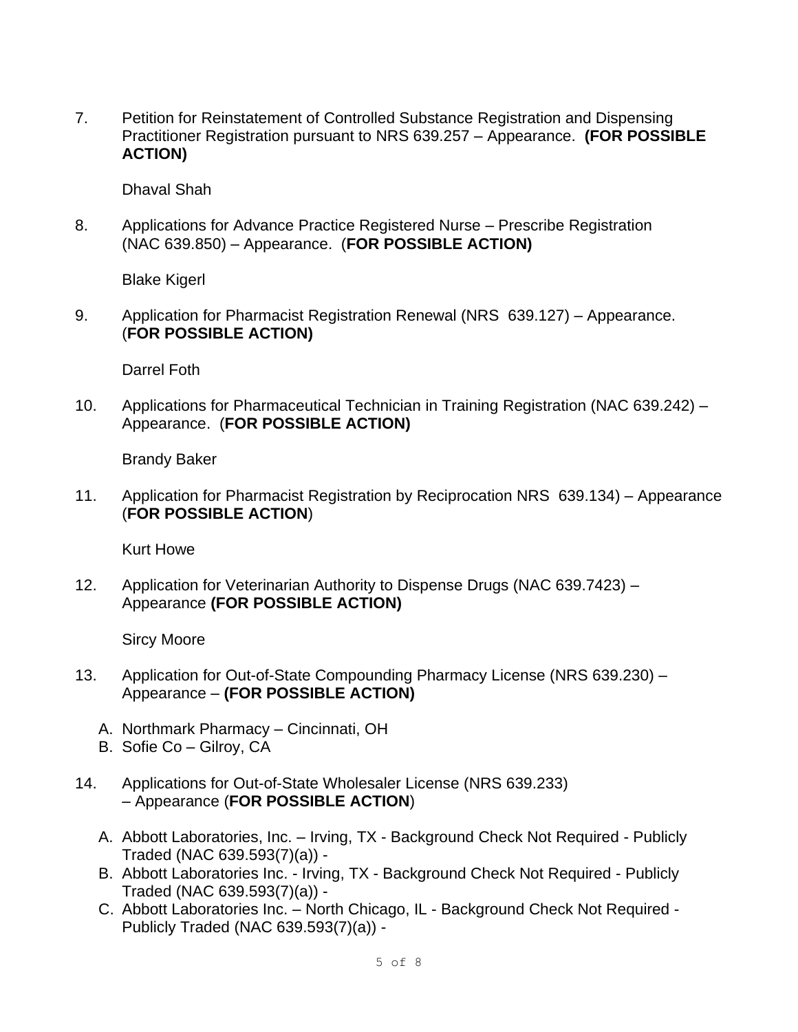7. Petition for Reinstatement of Controlled Substance Registration and Dispensing Practitioner Registration pursuant to NRS 639.257 – Appearance. **(FOR POSSIBLE ACTION)**

   Dhaval Shah

8. Applications for Advance Practice Registered Nurse – Prescribe Registration (NAC 639.850) – Appearance. (**FOR POSSIBLE ACTION)**

   Blake Kigerl

9. Application for Pharmacist Registration Renewal (NRS 639.127) – Appearance. (**FOR POSSIBLE ACTION)**

   Darrel Foth

10. Applications for Pharmaceutical Technician in Training Registration (NAC 639.242) – Appearance. (**FOR POSSIBLE ACTION)**

    Brandy Baker

11. Application for Pharmacist Registration by Reciprocation NRS 639.134) – Appearance (**FOR POSSIBLE ACTION**)

    Kurt Howe

12. Application for Veterinarian Authority to Dispense Drugs (NAC 639.7423) – Appearance **(FOR POSSIBLE ACTION)**

    Sircy Moore

13. Application for Out-of-State Compounding Pharmacy License (NRS 639.230) – Appearance – **(FOR POSSIBLE ACTION)**

    A. Northmark Pharmacy – Cincinnati, OH
    B. Sofie Co – Gilroy, CA

14. Applications for Out-of-State Wholesaler License (NRS 639.233) – Appearance (**FOR POSSIBLE ACTION**)

    A. Abbott Laboratories, Inc. – Irving, TX - Background Check Not Required - Publicly Traded (NAC 639.593(7)(a)) -
    B. Abbott Laboratories Inc. - Irving, TX - Background Check Not Required - Publicly Traded (NAC 639.593(7)(a)) -
    C. Abbott Laboratories Inc. – North Chicago, IL - Background Check Not Required - Publicly Traded (NAC 639.593(7)(a)) -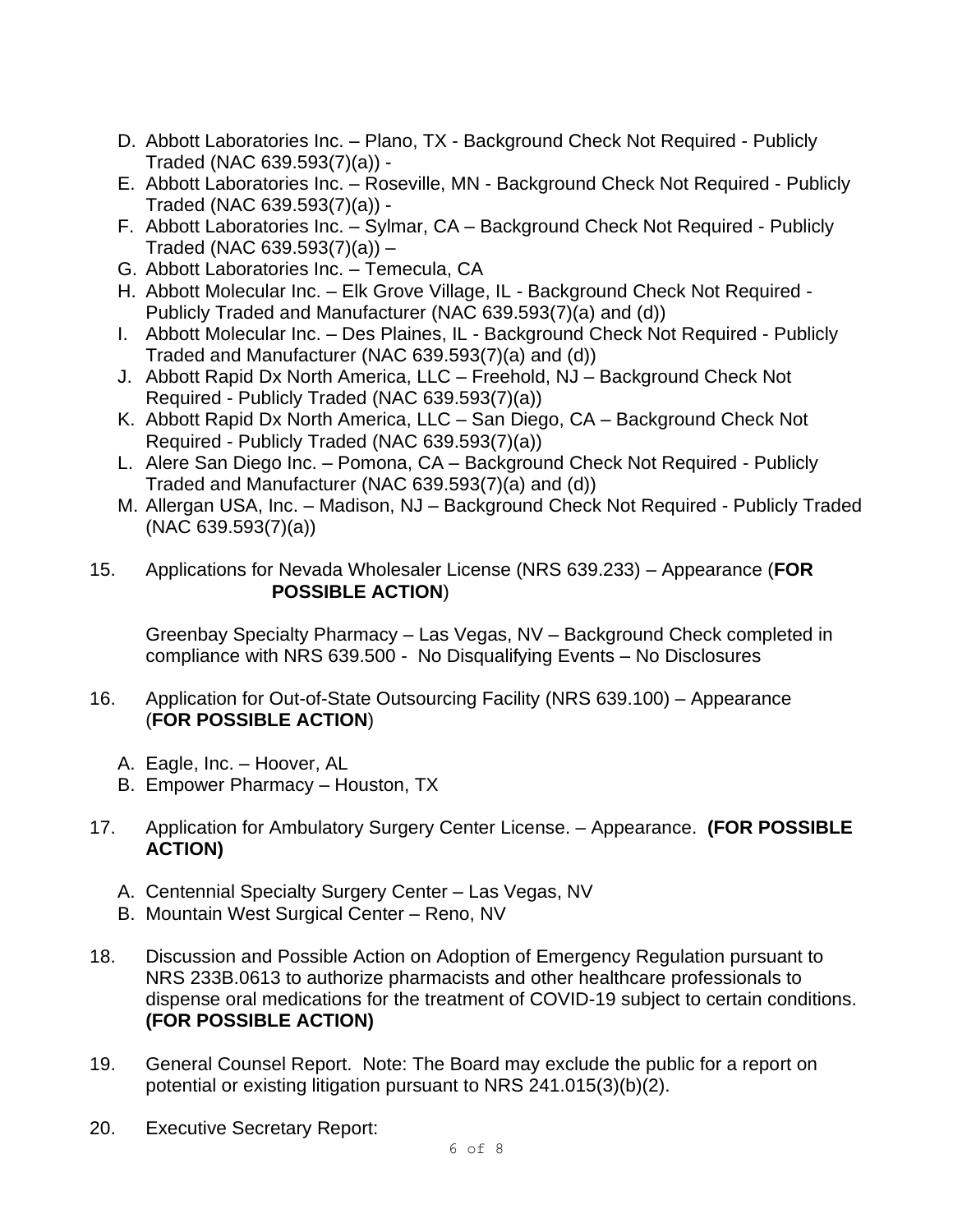D. Abbott Laboratories Inc. – Plano, TX - Background Check Not Required - Publicly Traded (NAC 639.593(7)(a)) -
E. Abbott Laboratories Inc. – Roseville, MN - Background Check Not Required - Publicly Traded (NAC 639.593(7)(a)) -
F. Abbott Laboratories Inc. – Sylmar, CA – Background Check Not Required - Publicly Traded (NAC 639.593(7)(a)) –
G. Abbott Laboratories Inc. – Temecula, CA
H. Abbott Molecular Inc. – Elk Grove Village, IL - Background Check Not Required - Publicly Traded and Manufacturer (NAC 639.593(7)(a) and (d))
I. Abbott Molecular Inc. – Des Plaines, IL - Background Check Not Required - Publicly Traded and Manufacturer (NAC 639.593(7)(a) and (d))
J. Abbott Rapid Dx North America, LLC – Freehold, NJ – Background Check Not Required - Publicly Traded (NAC 639.593(7)(a))
K. Abbott Rapid Dx North America, LLC – San Diego, CA – Background Check Not Required - Publicly Traded (NAC 639.593(7)(a))
L. Alere San Diego Inc. – Pomona, CA – Background Check Not Required - Publicly Traded and Manufacturer (NAC 639.593(7)(a) and (d))
M. Allergan USA, Inc. – Madison, NJ – Background Check Not Required - Publicly Traded (NAC 639.593(7)(a))

15. Applications for Nevada Wholesaler License (NRS 639.233) – Appearance (**FOR POSSIBLE ACTION**)

    Greenbay Specialty Pharmacy – Las Vegas, NV – Background Check completed in compliance with NRS 639.500 - No Disqualifying Events – No Disclosures

16. Application for Out-of-State Outsourcing Facility (NRS 639.100) – Appearance (**FOR POSSIBLE ACTION**)

    A. Eagle, Inc. – Hoover, AL
    B. Empower Pharmacy – Houston, TX

17. Application for Ambulatory Surgery Center License. – Appearance. **(FOR POSSIBLE ACTION)**

    A. Centennial Specialty Surgery Center – Las Vegas, NV
    B. Mountain West Surgical Center – Reno, NV

18. Discussion and Possible Action on Adoption of Emergency Regulation pursuant to NRS 233B.0613 to authorize pharmacists and other healthcare professionals to dispense oral medications for the treatment of COVID-19 subject to certain conditions. **(FOR POSSIBLE ACTION)**

19. General Counsel Report. Note: The Board may exclude the public for a report on potential or existing litigation pursuant to NRS 241.015(3)(b)(2).

20. Executive Secretary Report: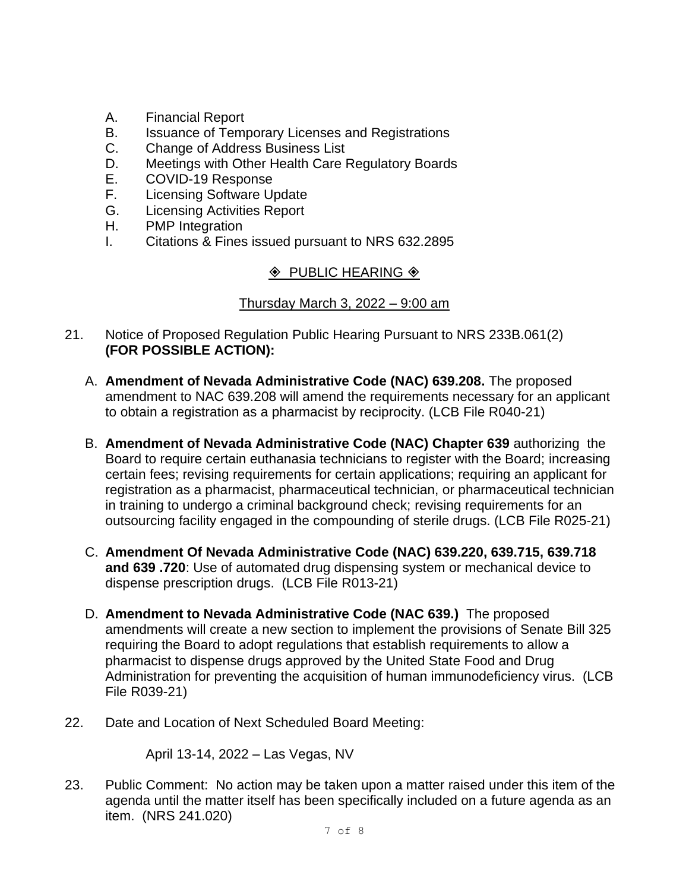A. Financial Report
B. Issuance of Temporary Licenses and Registrations
C. Change of Address Business List
D. Meetings with Other Health Care Regulatory Boards
E. COVID-19 Response
F. Licensing Software Update
G. Licensing Activities Report
H. PMP Integration
I. Citations & Fines issued pursuant to NRS 632.2895

◈ PUBLIC HEARING ◈

Thursday March 3, 2022 – 9:00 am

21. Notice of Proposed Regulation Public Hearing Pursuant to NRS 233B.061(2) **(FOR POSSIBLE ACTION):**

    A. **Amendment of Nevada Administrative Code (NAC) 639.208.** The proposed amendment to NAC 639.208 will amend the requirements necessary for an applicant to obtain a registration as a pharmacist by reciprocity. (LCB File R040-21)

    B. **Amendment of Nevada Administrative Code (NAC) Chapter 639** authorizing the Board to require certain euthanasia technicians to register with the Board; increasing certain fees; revising requirements for certain applications; requiring an applicant for registration as a pharmacist, pharmaceutical technician, or pharmaceutical technician in training to undergo a criminal background check; revising requirements for an outsourcing facility engaged in the compounding of sterile drugs. (LCB File R025-21)

    C. **Amendment Of Nevada Administrative Code (NAC) 639.220, 639.715, 639.718 and 639 .720**: Use of automated drug dispensing system or mechanical device to dispense prescription drugs. (LCB File R013-21)

    D. **Amendment to Nevada Administrative Code (NAC 639.)** The proposed amendments will create a new section to implement the provisions of Senate Bill 325 requiring the Board to adopt regulations that establish requirements to allow a pharmacist to dispense drugs approved by the United State Food and Drug Administration for preventing the acquisition of human immunodeficiency virus. (LCB File R039-21)

22. Date and Location of Next Scheduled Board Meeting:

    April 13-14, 2022 – Las Vegas, NV

23. Public Comment: No action may be taken upon a matter raised under this item of the agenda until the matter itself has been specifically included on a future agenda as an item. (NRS 241.020)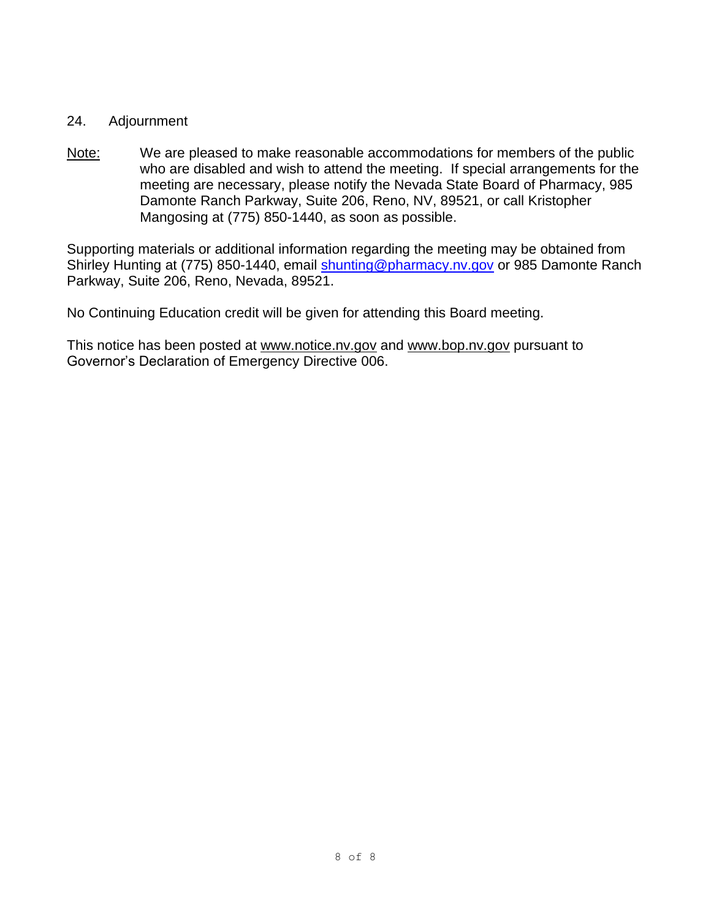24. Adjournment

Note: We are pleased to make reasonable accommodations for members of the public who are disabled and wish to attend the meeting. If special arrangements for the meeting are necessary, please notify the Nevada State Board of Pharmacy, 985 Damonte Ranch Parkway, Suite 206, Reno, NV, 89521, or call Kristopher Mangosing at (775) 850-1440, as soon as possible.

Supporting materials or additional information regarding the meeting may be obtained from Shirley Hunting at (775) 850-1440, email shunting@pharmacy.nv.gov or 985 Damonte Ranch Parkway, Suite 206, Reno, Nevada, 89521.

No Continuing Education credit will be given for attending this Board meeting.

This notice has been posted at www.notice.nv.gov and www.bop.nv.gov pursuant to Governor's Declaration of Emergency Directive 006.